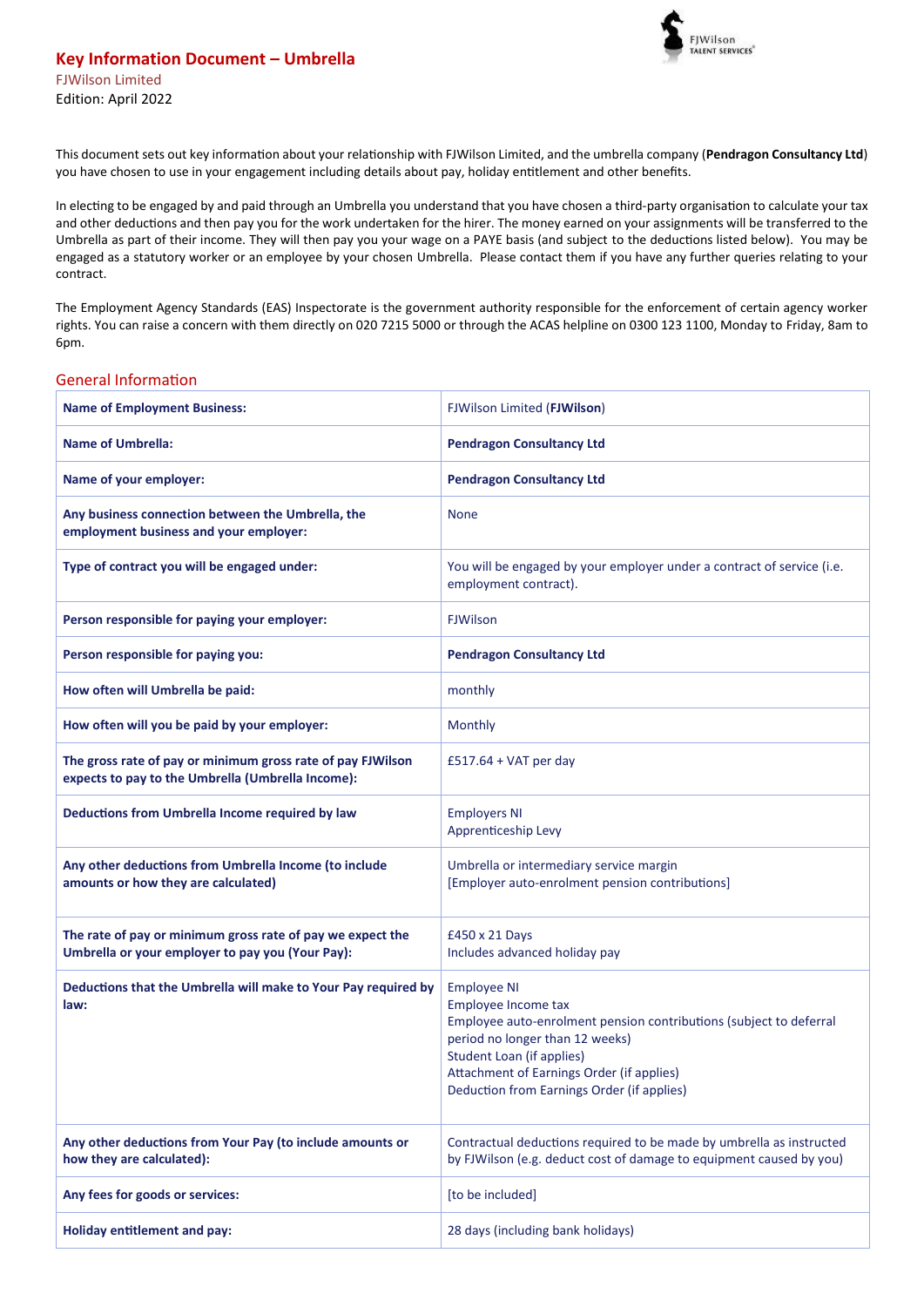# Key Information Document – Umbrella

FJWilson Limited

Edition: April 2022

This document sets out key information about your relationship with FJWilson Limited, and the umbrella company (**Pendragon Consultancy Ltd**) you have chosen to use in your engagement including details about pay, holiday entitlement and other benefits.

In electing to be engaged by and paid through an Umbrella you understand that you have chosen a third-party organisation to calculate your tax and other deductions and then pay you for the work undertaken for the hirer. The money earned on your assignments will be transferred to the Umbrella as part of their income. They will then pay you your wage on a PAYE basis (and subject to the deductions listed below). You may be engaged as a statutory worker or an employee by your chosen Umbrella. Please contact them if you have any further queries relating to your contract.

The Employment Agency Standards (EAS) Inspectorate is the government authority responsible for the enforcement of certain agency worker rights. You can raise a concern with them directly on 020 7215 5000 or through the ACAS helpline on 0300 123 1100, Monday to Friday, 8am to 6pm.

## General Information

| | |
|---|---|
| **Name of Employment Business:** | FJWilson Limited (**FJWilson**) |
| **Name of Umbrella:** | **Pendragon Consultancy Ltd** |
| **Name of your employer:** | **Pendragon Consultancy Ltd** |
| **Any business connection between the Umbrella, the employment business and your employer:** | None |
| **Type of contract you will be engaged under:** | You will be engaged by your employer under a contract of service (i.e. employment contract). |
| **Person responsible for paying your employer:** | FJWilson |
| **Person responsible for paying you:** | **Pendragon Consultancy Ltd** |
| **How often will Umbrella be paid:** | monthly |
| **How often will you be paid by your employer:** | Monthly |
| **The gross rate of pay or minimum gross rate of pay FJWilson expects to pay to the Umbrella (Umbrella Income):** | £517.64 + VAT per day |
| **Deductions from Umbrella Income required by law** | Employers NI<br>Apprenticeship Levy |
| **Any other deductions from Umbrella Income (to include amounts or how they are calculated)** | Umbrella or intermediary service margin<br>[Employer auto-enrolment pension contributions] |
| **The rate of pay or minimum gross rate of pay we expect the Umbrella or your employer to pay you (Your Pay):** | £450 x 21 Days<br>Includes advanced holiday pay |
| **Deductions that the Umbrella will make to Your Pay required by law:** | Employee NI<br>Employee Income tax<br>Employee auto-enrolment pension contributions (subject to deferral period no longer than 12 weeks)<br>Student Loan (if applies)<br>Attachment of Earnings Order (if applies)<br>Deduction from Earnings Order (if applies) |
| **Any other deductions from Your Pay (to include amounts or how they are calculated):** | Contractual deductions required to be made by umbrella as instructed by FJWilson (e.g. deduct cost of damage to equipment caused by you) |
| **Any fees for goods or services:** | [to be included] |
| **Holiday entitlement and pay:** | 28 days (including bank holidays) |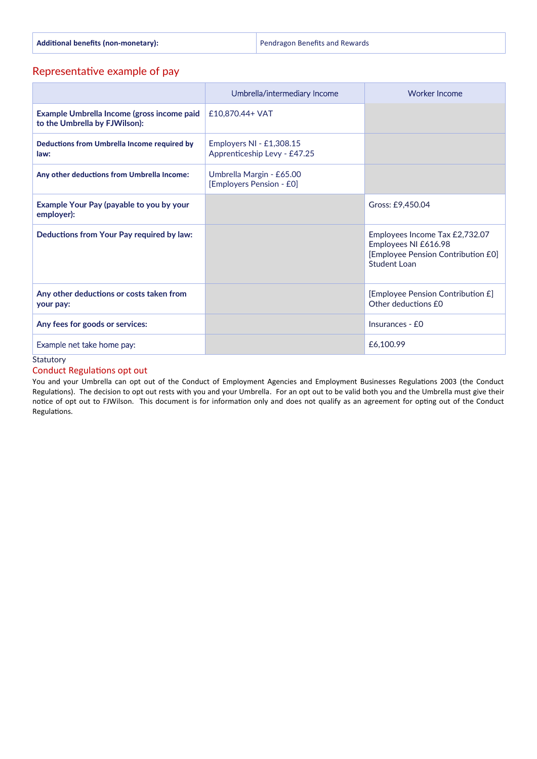| | |
|---|---|
| **Additional benefits (non-monetary):** | Pendragon Benefits and Rewards |

## Representative example of pay

| | Umbrella/intermediary Income | Worker Income |
|---|---|---|
| **Example Umbrella Income (gross income paid to the Umbrella by FJWilson):** | £10,870.44+ VAT | |
| **Deductions from Umbrella Income required by law:** | Employers NI - £1,308.15<br>Apprenticeship Levy - £47.25 | |
| **Any other deductions from Umbrella Income:** | Umbrella Margin - £65.00<br>[Employers Pension - £0] | |
| **Example Your Pay (payable to you by your employer):** | | Gross: £9,450.04 |
| **Deductions from Your Pay required by law:** | | Employees Income Tax £2,732.07<br>Employees NI £616.98<br>[Employee Pension Contribution £0]<br>Student Loan |
| **Any other deductions or costs taken from your pay:** | | [Employee Pension Contribution £]<br>Other deductions £0 |
| **Any fees for goods or services:** | | Insurances - £0 |
| Example net take home pay: | | £6,100.99 |

Statutory

## Conduct Regulations opt out

You and your Umbrella can opt out of the Conduct of Employment Agencies and Employment Businesses Regulations 2003 (the Conduct Regulations). The decision to opt out rests with you and your Umbrella. For an opt out to be valid both you and the Umbrella must give their notice of opt out to FJWilson. This document is for information only and does not qualify as an agreement for opting out of the Conduct Regulations.